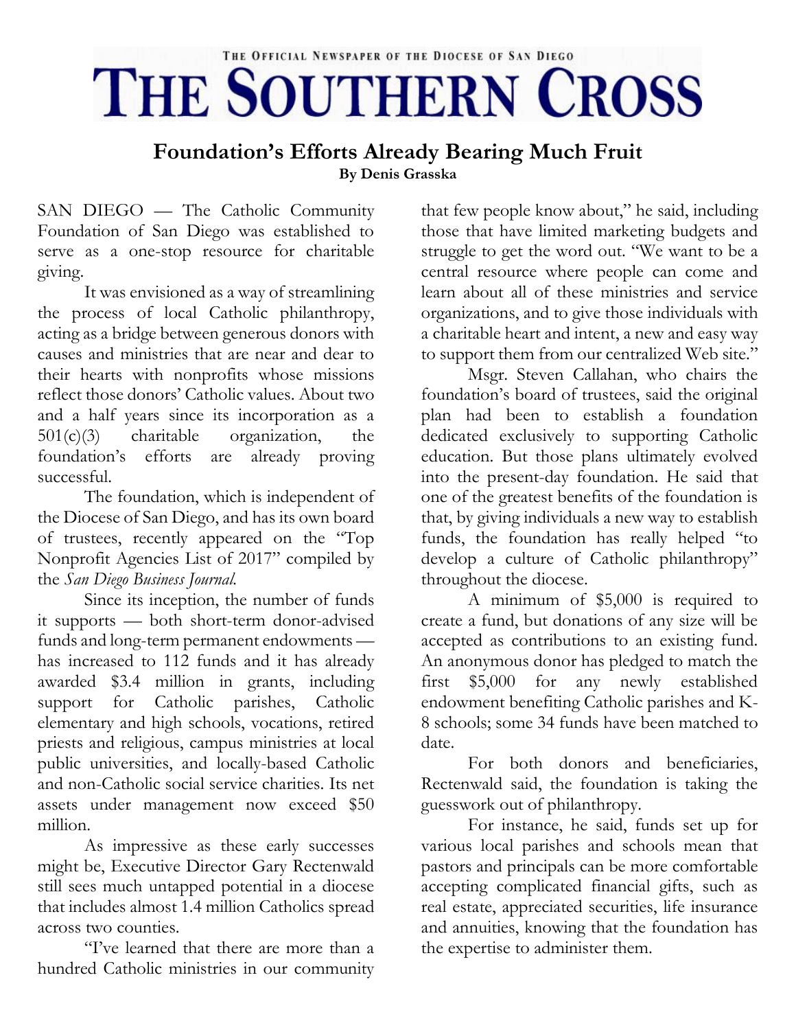THE OFFICIAL NEWSPAPER OF THE DIOCESE OF SAN DIEGO

# THE SOUTHERN CROSS

## Foundation's Efforts Already Bearing Much Fruit

**By Denis Grasska**

SAN DIEGO — The Catholic Community Foundation of San Diego was established to serve as a one-stop resource for charitable giving.

It was envisioned as a way of streamlining the process of local Catholic philanthropy, acting as a bridge between generous donors with causes and ministries that are near and dear to their hearts with nonprofits whose missions reflect those donors' Catholic values. About two and a half years since its incorporation as a 501(c)(3) charitable organization, the foundation's efforts are already proving successful.

The foundation, which is independent of the Diocese of San Diego, and has its own board of trustees, recently appeared on the "Top Nonprofit Agencies List of 2017" compiled by the *San Diego Business Journal.*

Since its inception, the number of funds it supports — both short-term donor-advised funds and long-term permanent endowments — has increased to 112 funds and it has already awarded $3.4 million in grants, including support for Catholic parishes, Catholic elementary and high schools, vocations, retired priests and religious, campus ministries at local public universities, and locally-based Catholic and non-Catholic social service charities. Its net assets under management now exceed $50 million.

As impressive as these early successes might be, Executive Director Gary Rectenwald still sees much untapped potential in a diocese that includes almost 1.4 million Catholics spread across two counties.

"I've learned that there are more than a hundred Catholic ministries in our community that few people know about," he said, including those that have limited marketing budgets and struggle to get the word out. "We want to be a central resource where people can come and learn about all of these ministries and service organizations, and to give those individuals with a charitable heart and intent, a new and easy way to support them from our centralized Web site."

Msgr. Steven Callahan, who chairs the foundation's board of trustees, said the original plan had been to establish a foundation dedicated exclusively to supporting Catholic education. But those plans ultimately evolved into the present-day foundation. He said that one of the greatest benefits of the foundation is that, by giving individuals a new way to establish funds, the foundation has really helped "to develop a culture of Catholic philanthropy" throughout the diocese.

A minimum of $5,000 is required to create a fund, but donations of any size will be accepted as contributions to an existing fund. An anonymous donor has pledged to match the first $5,000 for any newly established endowment benefiting Catholic parishes and K-8 schools; some 34 funds have been matched to date.

For both donors and beneficiaries, Rectenwald said, the foundation is taking the guesswork out of philanthropy.

For instance, he said, funds set up for various local parishes and schools mean that pastors and principals can be more comfortable accepting complicated financial gifts, such as real estate, appreciated securities, life insurance and annuities, knowing that the foundation has the expertise to administer them.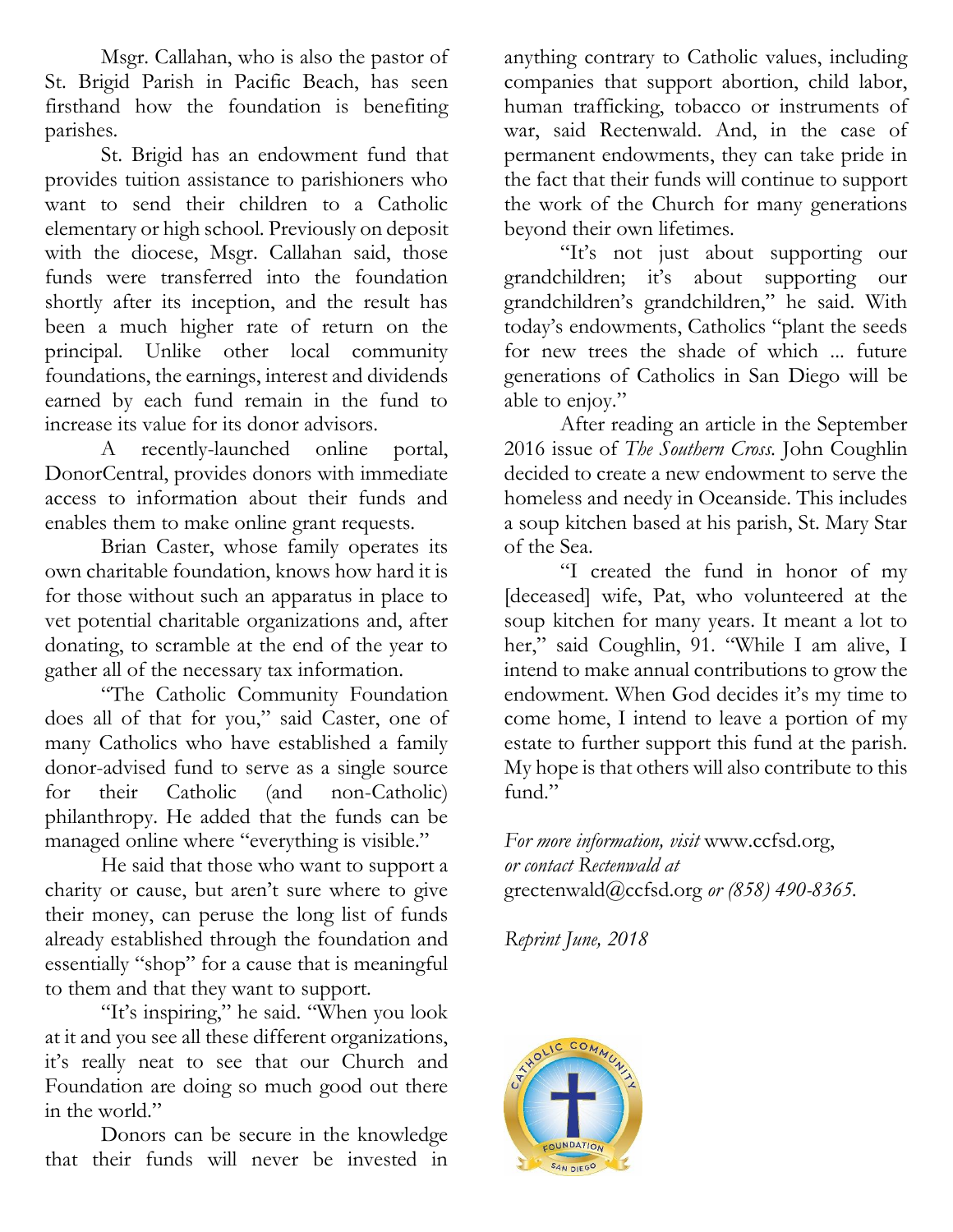Msgr. Callahan, who is also the pastor of St. Brigid Parish in Pacific Beach, has seen firsthand how the foundation is benefiting parishes.

St. Brigid has an endowment fund that provides tuition assistance to parishioners who want to send their children to a Catholic elementary or high school. Previously on deposit with the diocese, Msgr. Callahan said, those funds were transferred into the foundation shortly after its inception, and the result has been a much higher rate of return on the principal. Unlike other local community foundations, the earnings, interest and dividends earned by each fund remain in the fund to increase its value for its donor advisors.

A recently-launched online portal, DonorCentral, provides donors with immediate access to information about their funds and enables them to make online grant requests.

Brian Caster, whose family operates its own charitable foundation, knows how hard it is for those without such an apparatus in place to vet potential charitable organizations and, after donating, to scramble at the end of the year to gather all of the necessary tax information.

"The Catholic Community Foundation does all of that for you," said Caster, one of many Catholics who have established a family donor-advised fund to serve as a single source for their Catholic (and non-Catholic) philanthropy. He added that the funds can be managed online where "everything is visible."

He said that those who want to support a charity or cause, but aren't sure where to give their money, can peruse the long list of funds already established through the foundation and essentially "shop" for a cause that is meaningful to them and that they want to support.

"It's inspiring," he said. "When you look at it and you see all these different organizations, it's really neat to see that our Church and Foundation are doing so much good out there in the world."

Donors can be secure in the knowledge that their funds will never be invested in anything contrary to Catholic values, including companies that support abortion, child labor, human trafficking, tobacco or instruments of war, said Rectenwald. And, in the case of permanent endowments, they can take pride in the fact that their funds will continue to support the work of the Church for many generations beyond their own lifetimes.

"It's not just about supporting our grandchildren; it's about supporting our grandchildren's grandchildren," he said. With today's endowments, Catholics "plant the seeds for new trees the shade of which ... future generations of Catholics in San Diego will be able to enjoy."

After reading an article in the September 2016 issue of *The Southern Cross.* John Coughlin decided to create a new endowment to serve the homeless and needy in Oceanside. This includes a soup kitchen based at his parish, St. Mary Star of the Sea.

"I created the fund in honor of my [deceased] wife, Pat, who volunteered at the soup kitchen for many years. It meant a lot to her," said Coughlin, 91. "While I am alive, I intend to make annual contributions to grow the endowment. When God decides it's my time to come home, I intend to leave a portion of my estate to further support this fund at the parish. My hope is that others will also contribute to this fund."

*For more information, visit* www.ccfsd.org, *or contact Rectenwald at* grectenwald@ccfsd.org *or (858) 490-8365.*

*Reprint June, 2018*

CATHOLIC COMMUNITY FOUNDATION SAN DIEGO